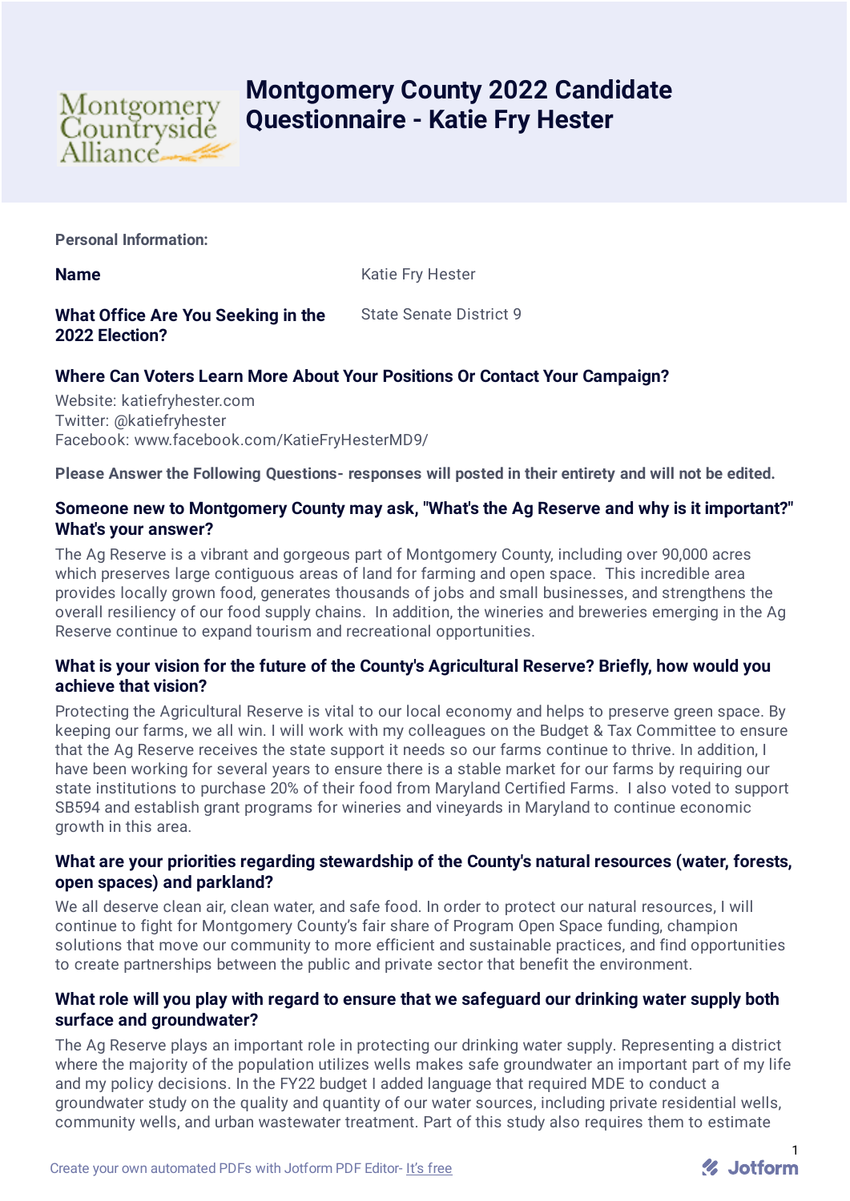# Montgomery County 2022 Candidate Questionnaire - Katie Fry Hester

**Personal Information:**

**Name**

Katie Fry Hester

**What Office Are You Seeking in the 2022 Election?**

State Senate District 9

### Where Can Voters Learn More About Your Positions Or Contact Your Campaign?

Website: katiefryhester.com
Twitter: @katiefryhester
Facebook: www.facebook.com/KatieFryHesterMD9/

**Please Answer the Following Questions- responses will posted in their entirety and will not be edited.**

### Someone new to Montgomery County may ask, "What's the Ag Reserve and why is it important?" What's your answer?

The Ag Reserve is a vibrant and gorgeous part of Montgomery County, including over 90,000 acres which preserves large contiguous areas of land for farming and open space. This incredible area provides locally grown food, generates thousands of jobs and small businesses, and strengthens the overall resiliency of our food supply chains. In addition, the wineries and breweries emerging in the Ag Reserve continue to expand tourism and recreational opportunities.

### What is your vision for the future of the County's Agricultural Reserve? Briefly, how would you achieve that vision?

Protecting the Agricultural Reserve is vital to our local economy and helps to preserve green space. By keeping our farms, we all win. I will work with my colleagues on the Budget & Tax Committee to ensure that the Ag Reserve receives the state support it needs so our farms continue to thrive. In addition, I have been working for several years to ensure there is a stable market for our farms by requiring our state institutions to purchase 20% of their food from Maryland Certified Farms. I also voted to support SB594 and establish grant programs for wineries and vineyards in Maryland to continue economic growth in this area.

### What are your priorities regarding stewardship of the County's natural resources (water, forests, open spaces) and parkland?

We all deserve clean air, clean water, and safe food. In order to protect our natural resources, I will continue to fight for Montgomery County's fair share of Program Open Space funding, champion solutions that move our community to more efficient and sustainable practices, and find opportunities to create partnerships between the public and private sector that benefit the environment.

### What role will you play with regard to ensure that we safeguard our drinking water supply both surface and groundwater?

The Ag Reserve plays an important role in protecting our drinking water supply. Representing a district where the majority of the population utilizes wells makes safe groundwater an important part of my life and my policy decisions. In the FY22 budget I added language that required MDE to conduct a groundwater study on the quality and quantity of our water sources, including private residential wells, community wells, and urban wastewater treatment. Part of this study also requires them to estimate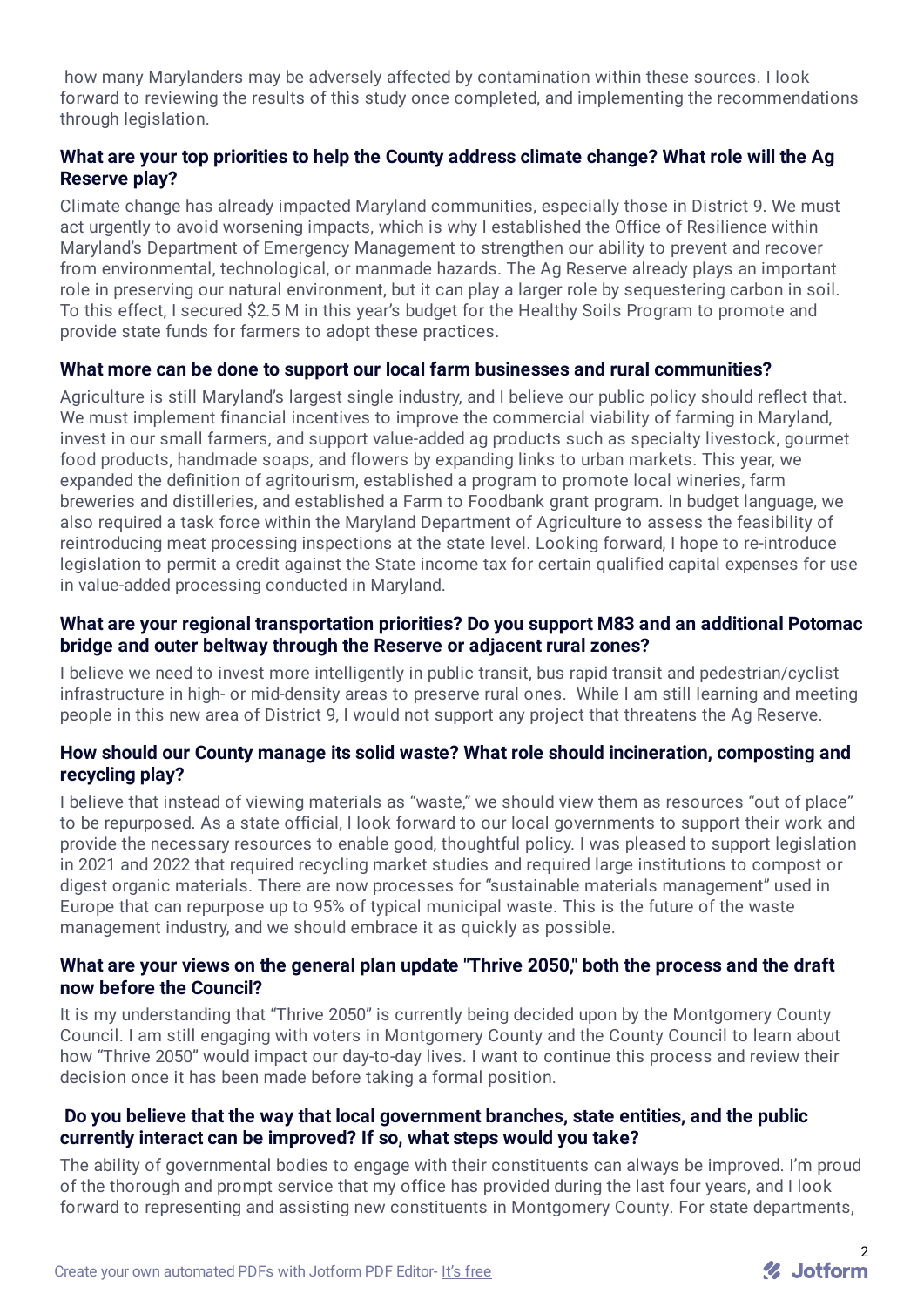how many Marylanders may be adversely affected by contamination within these sources. I look forward to reviewing the results of this study once completed, and implementing the recommendations through legislation.

**What are your top priorities to help the County address climate change? What role will the Ag Reserve play?**

Climate change has already impacted Maryland communities, especially those in District 9. We must act urgently to avoid worsening impacts, which is why I established the Office of Resilience within Maryland's Department of Emergency Management to strengthen our ability to prevent and recover from environmental, technological, or manmade hazards. The Ag Reserve already plays an important role in preserving our natural environment, but it can play a larger role by sequestering carbon in soil. To this effect, I secured $2.5 M in this year's budget for the Healthy Soils Program to promote and provide state funds for farmers to adopt these practices.

**What more can be done to support our local farm businesses and rural communities?**

Agriculture is still Maryland's largest single industry, and I believe our public policy should reflect that. We must implement financial incentives to improve the commercial viability of farming in Maryland, invest in our small farmers, and support value-added ag products such as specialty livestock, gourmet food products, handmade soaps, and flowers by expanding links to urban markets. This year, we expanded the definition of agritourism, established a program to promote local wineries, farm breweries and distilleries, and established a Farm to Foodbank grant program. In budget language, we also required a task force within the Maryland Department of Agriculture to assess the feasibility of reintroducing meat processing inspections at the state level. Looking forward, I hope to re-introduce legislation to permit a credit against the State income tax for certain qualified capital expenses for use in value-added processing conducted in Maryland.

**What are your regional transportation priorities? Do you support M83 and an additional Potomac bridge and outer beltway through the Reserve or adjacent rural zones?**

I believe we need to invest more intelligently in public transit, bus rapid transit and pedestrian/cyclist infrastructure in high- or mid-density areas to preserve rural ones. While I am still learning and meeting people in this new area of District 9, I would not support any project that threatens the Ag Reserve.

**How should our County manage its solid waste? What role should incineration, composting and recycling play?**

I believe that instead of viewing materials as "waste," we should view them as resources "out of place" to be repurposed. As a state official, I look forward to our local governments to support their work and provide the necessary resources to enable good, thoughtful policy. I was pleased to support legislation in 2021 and 2022 that required recycling market studies and required large institutions to compost or digest organic materials. There are now processes for "sustainable materials management" used in Europe that can repurpose up to 95% of typical municipal waste. This is the future of the waste management industry, and we should embrace it as quickly as possible.

**What are your views on the general plan update "Thrive 2050," both the process and the draft now before the Council?**

It is my understanding that "Thrive 2050" is currently being decided upon by the Montgomery County Council. I am still engaging with voters in Montgomery County and the County Council to learn about how "Thrive 2050" would impact our day-to-day lives. I want to continue this process and review their decision once it has been made before taking a formal position.

**Do you believe that the way that local government branches, state entities, and the public currently interact can be improved? If so, what steps would you take?**

The ability of governmental bodies to engage with their constituents can always be improved. I'm proud of the thorough and prompt service that my office has provided during the last four years, and I look forward to representing and assisting new constituents in Montgomery County. For state departments,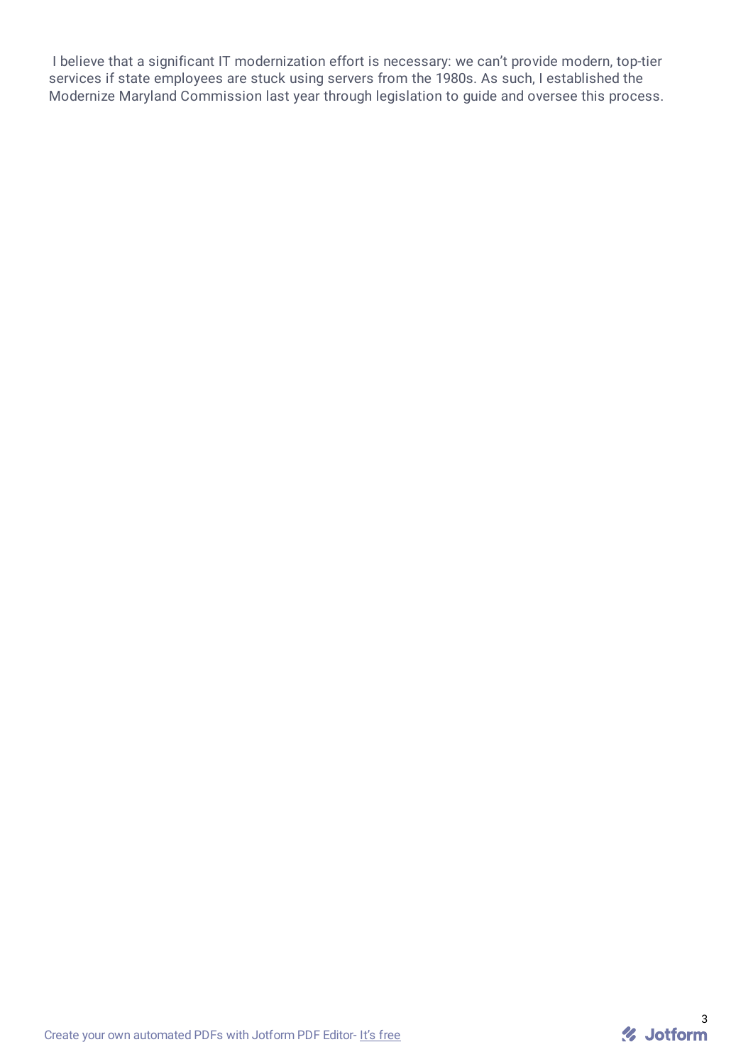I believe that a significant IT modernization effort is necessary: we can't provide modern, top-tier services if state employees are stuck using servers from the 1980s. As such, I established the Modernize Maryland Commission last year through legislation to guide and oversee this process.